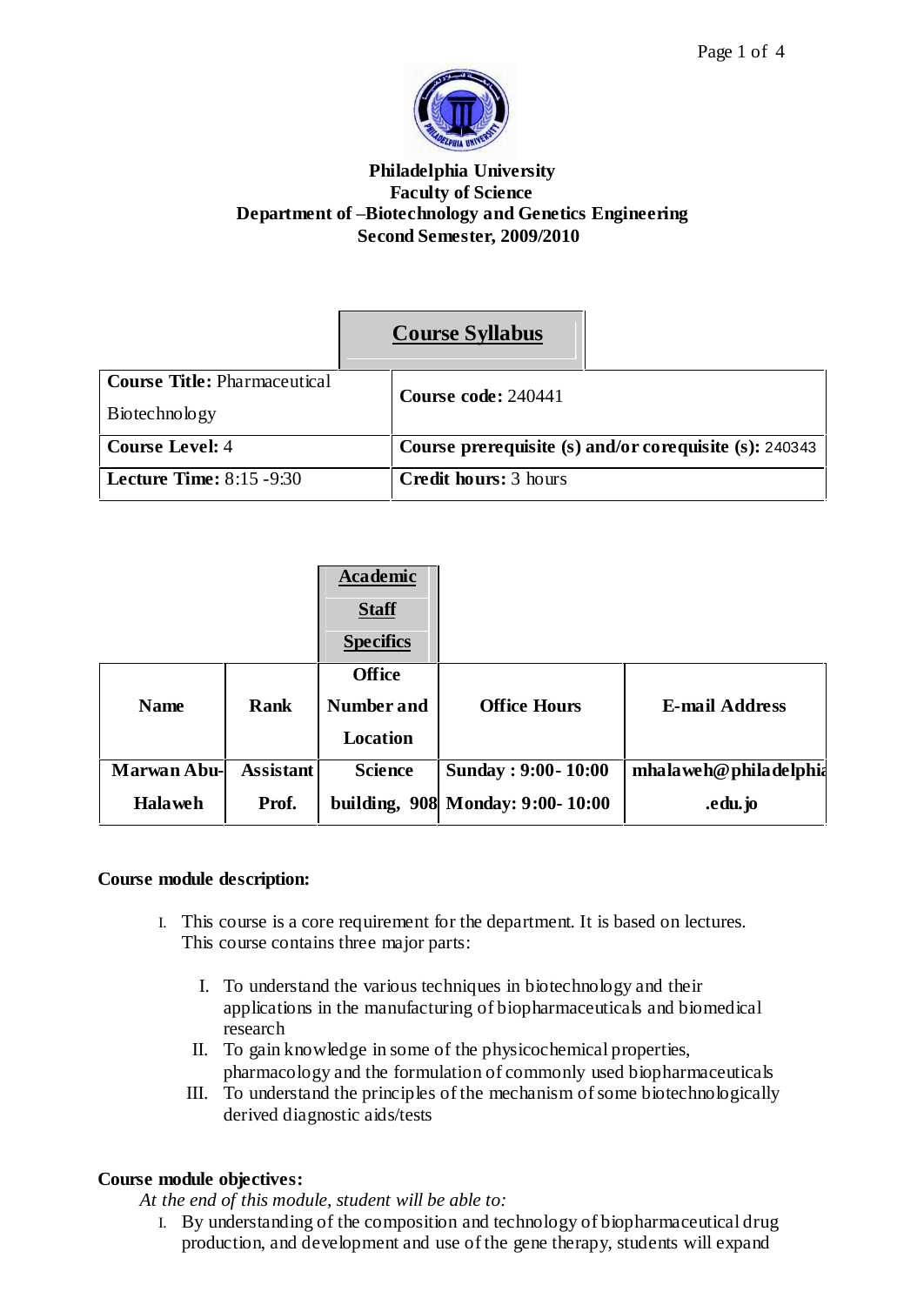**Philadelphia University**
**Faculty of Science**
**Department of –Biotechnology and Genetics Engineering**
**Second Semester, 2009/2010**

## Course Syllabus

| **Course Title:** Pharmaceutical Biotechnology | **Course code:** 240441 |
|---|---|
| **Course Level:** 4 | **Course prerequisite (s) and/or corequisite (s):** 240343 |
| **Lecture Time:** 8:15 -9:30 | **Credit hours:** 3 hours |

### Academic Staff Specifics

| Name | Rank | Office Number and Location | Office Hours | E-mail Address |
|---|---|---|---|---|
| Marwan Abu-Halaweh | Assistant Prof. | Science building, 908 | Sunday : 9:00- 10:00<br>Monday: 9:00- 10:00 | mhalaweh@philadelphia.edu.jo |

**Course module description:**

I. This course is a core requirement for the department. It is based on lectures. This course contains three major parts:

   I. To understand the various techniques in biotechnology and their applications in the manufacturing of biopharmaceuticals and biomedical research
   II. To gain knowledge in some of the physicochemical properties, pharmacology and the formulation of commonly used biopharmaceuticals
   III. To understand the principles of the mechanism of some biotechnologically derived diagnostic aids/tests

**Course module objectives:**

*At the end of this module, student will be able to:*

I. By understanding of the composition and technology of biopharmaceutical drug production, and development and use of the gene therapy, students will expand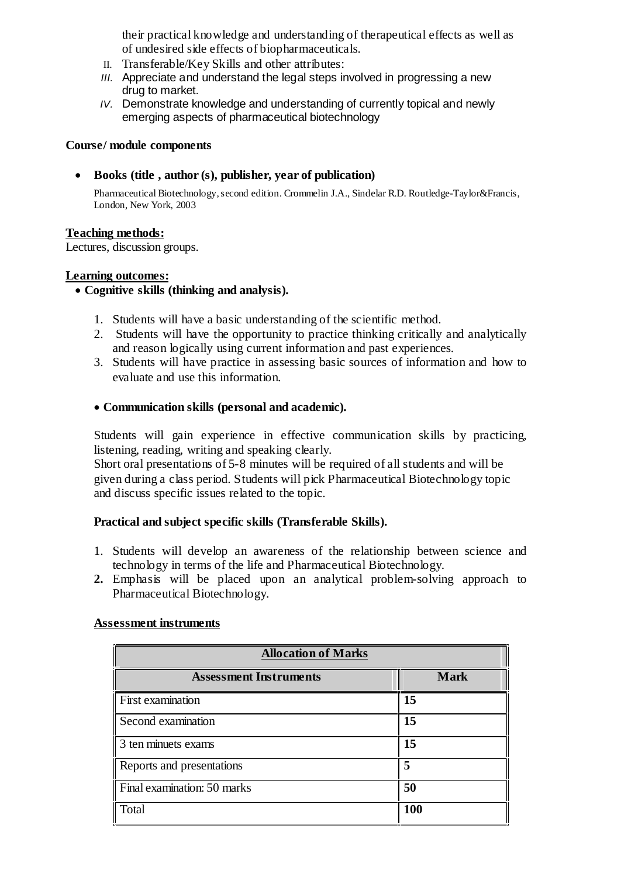their practical knowledge and understanding of therapeutical effects as well as of undesired side effects of biopharmaceuticals.

II. Transferable/Key Skills and other attributes:

III. Appreciate and understand the legal steps involved in progressing a new drug to market.

IV. Demonstrate knowledge and understanding of currently topical and newly emerging aspects of pharmaceutical biotechnology

**Course/ module components**

- **Books (title , author (s), publisher, year of publication)**

  Pharmaceutical Biotechnology, second edition. Crommelin J.A., Sindelar R.D. Routledge-Taylor&Francis, London, New York, 2003

**Teaching methods:**

Lectures, discussion groups.

**Learning outcomes:**

- **Cognitive skills (thinking and analysis).**

1. Students will have a basic understanding of the scientific method.
2. Students will have the opportunity to practice thinking critically and analytically and reason logically using current information and past experiences.
3. Students will have practice in assessing basic sources of information and how to evaluate and use this information.

- **Communication skills (personal and academic).**

Students will gain experience in effective communication skills by practicing, listening, reading, writing and speaking clearly.
Short oral presentations of 5-8 minutes will be required of all students and will be given during a class period. Students will pick Pharmaceutical Biotechnology topic and discuss specific issues related to the topic.

**Practical and subject specific skills (Transferable Skills).**

1. Students will develop an awareness of the relationship between science and technology in terms of the life and Pharmaceutical Biotechnology.
2. Emphasis will be placed upon an analytical problem-solving approach to Pharmaceutical Biotechnology.

**Assessment instruments**

| Allocation of Marks | |
|---|---|
| **Assessment Instruments** | **Mark** |
| First examination | **15** |
| Second examination | **15** |
| 3 ten minuets exams | **15** |
| Reports and presentations | **5** |
| Final examination: 50 marks | **50** |
| Total | **100** |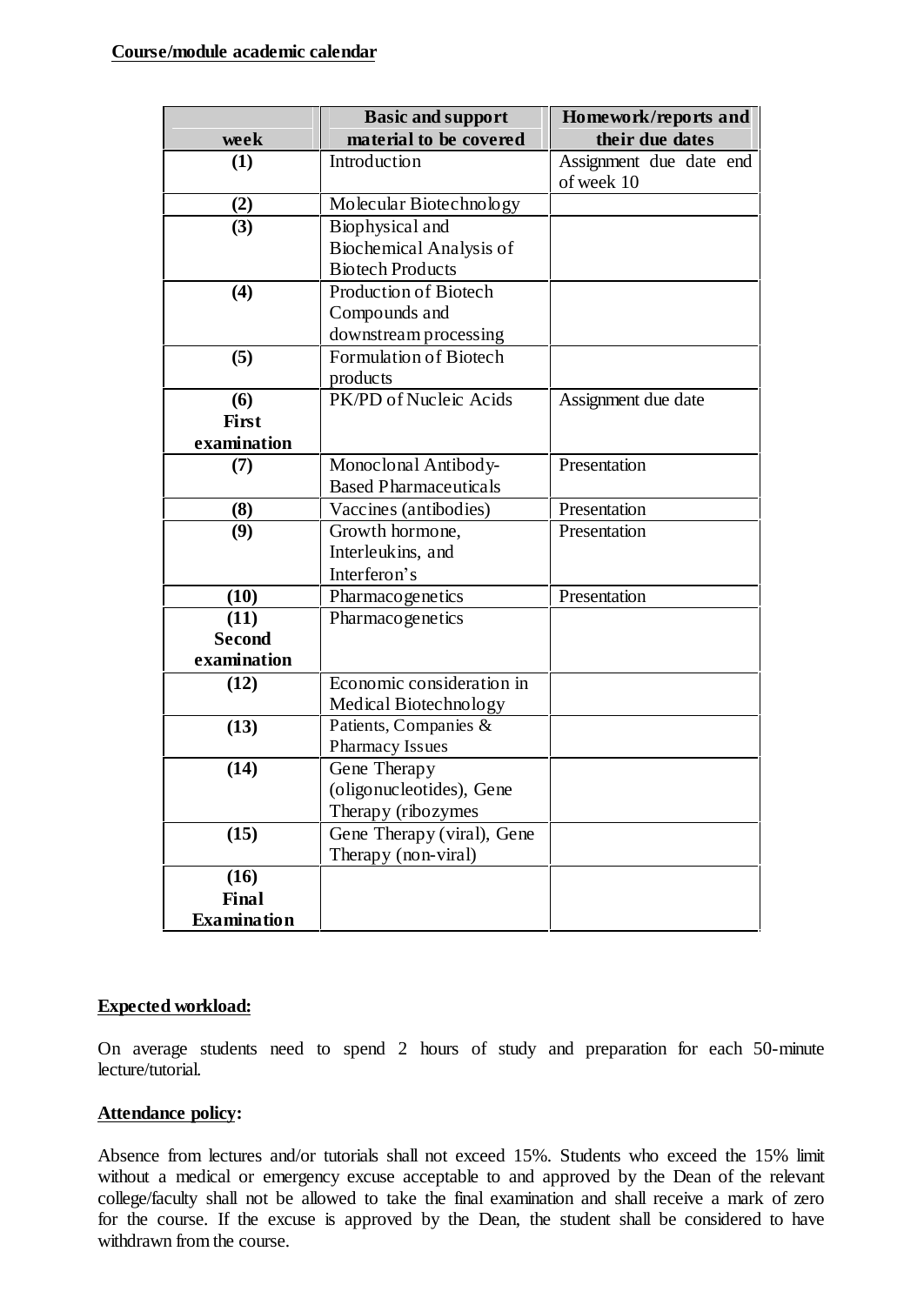**Course/module academic calendar**

| week | Basic and support material to be covered | Homework/reports and their due dates |
|---|---|---|
| **(1)** | Introduction | Assignment due date end of week 10 |
| **(2)** | Molecular Biotechnology | |
| **(3)** | Biophysical and Biochemical Analysis of Biotech Products | |
| **(4)** | Production of Biotech Compounds and downstream processing | |
| **(5)** | Formulation of Biotech products | |
| **(6) First examination** | PK/PD of Nucleic Acids | Assignment due date |
| **(7)** | Monoclonal Antibody-Based Pharmaceuticals | Presentation |
| **(8)** | Vaccines (antibodies) | Presentation |
| **(9)** | Growth hormone, Interleukins, and Interferon's | Presentation |
| **(10)** | Pharmacogenetics | Presentation |
| **(11) Second examination** | Pharmacogenetics | |
| **(12)** | Economic consideration in Medical Biotechnology | |
| **(13)** | Patients, Companies & Pharmacy Issues | |
| **(14)** | Gene Therapy (oligonucleotides), Gene Therapy (ribozymes | |
| **(15)** | Gene Therapy (viral), Gene Therapy (non-viral) | |
| **(16) Final Examination** | | |

**Expected workload:**

On average students need to spend 2 hours of study and preparation for each 50-minute lecture/tutorial.

**Attendance policy:**

Absence from lectures and/or tutorials shall not exceed 15%. Students who exceed the 15% limit without a medical or emergency excuse acceptable to and approved by the Dean of the relevant college/faculty shall not be allowed to take the final examination and shall receive a mark of zero for the course. If the excuse is approved by the Dean, the student shall be considered to have withdrawn from the course.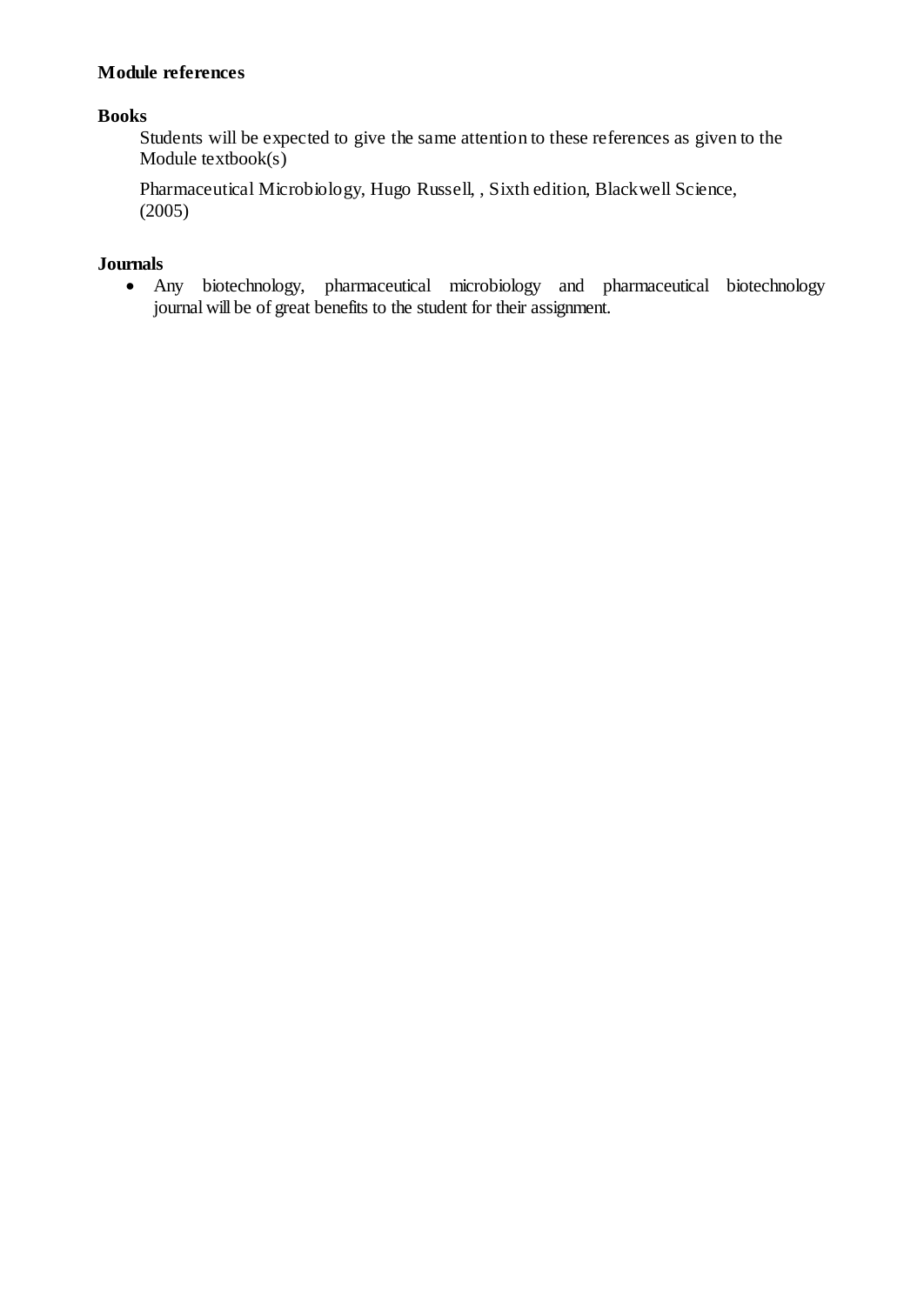**Module references**

**Books**

Students will be expected to give the same attention to these references as given to the Module textbook(s)

Pharmaceutical Microbiology, Hugo Russell, , Sixth edition, Blackwell Science, (2005)

**Journals**

- Any biotechnology, pharmaceutical microbiology and pharmaceutical biotechnology journal will be of great benefits to the student for their assignment.